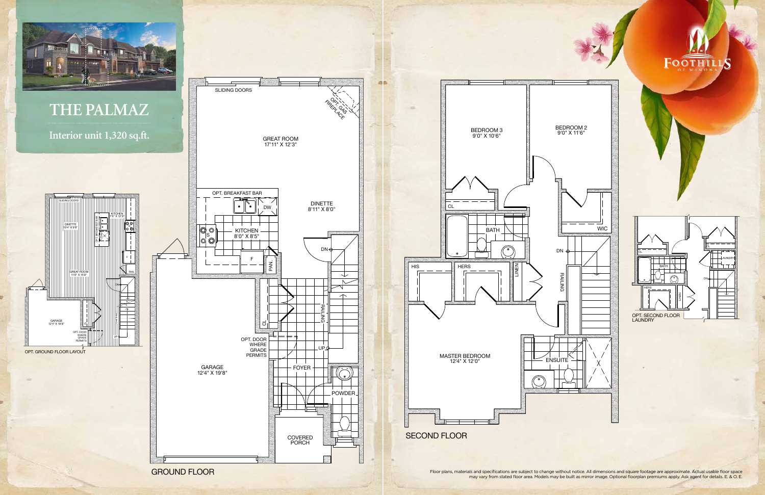# THE PALMAZ

## Interior unit 1,320 sq.ft.

FOOTHILLS OF WINONA

### GROUND FLOOR

- SLIDING DOORS
- OPT. GAS FIREPLACE
- GREAT ROOM 17'11" X 12'3"
- OPT. BREAKFAST BAR
- DW
- DINETTE 8'11" X 8'0"
- KITCHEN 8'0" X 8'5"
- S
- F
- PAN.
- DN
- CL
- RAILING
- OPT. DOOR WHERE GRADE PERMITS
- UP
- GARAGE 12'4" X 19'8"
- FOYER
- POWDER
- COVERED PORCH

### OPT. GROUND FLOOR LAYOUT

- SLIDING DOORS
- KITCHEN 7'6" X 12'9"
- DINETTE 10'4" X 9'8"
- GREAT ROOM 11'0" X 13'0"
- PAN
- GARAGE 12'4" X 19'8"
- OPT. DOOR WHERE GRADE PERMITS
- UP

### SECOND FLOOR

- BEDROOM 3 9'0" X 10'6"
- BEDROOM 2 9'0" X 11'6"
- CL
- BATH
- WIC
- DN
- HIS
- HERS
- LINEN
- RAILING
- MASTER BEDROOM 12'4" X 12'0"
- ENSUITE

### OPT. SECOND FLOOR LAUNDRY

- CL
- BATH
- LAUNDRY
- HERS
- LINEN
- DN

Floor plans, materials and specifications are subject to change without notice. All dimensions and square footage are approximate. Actual usable floor space may vary from stated floor area. Models may be built as mirror image. Optional floorplan premiums apply. Ask agent for details. E. & O. E.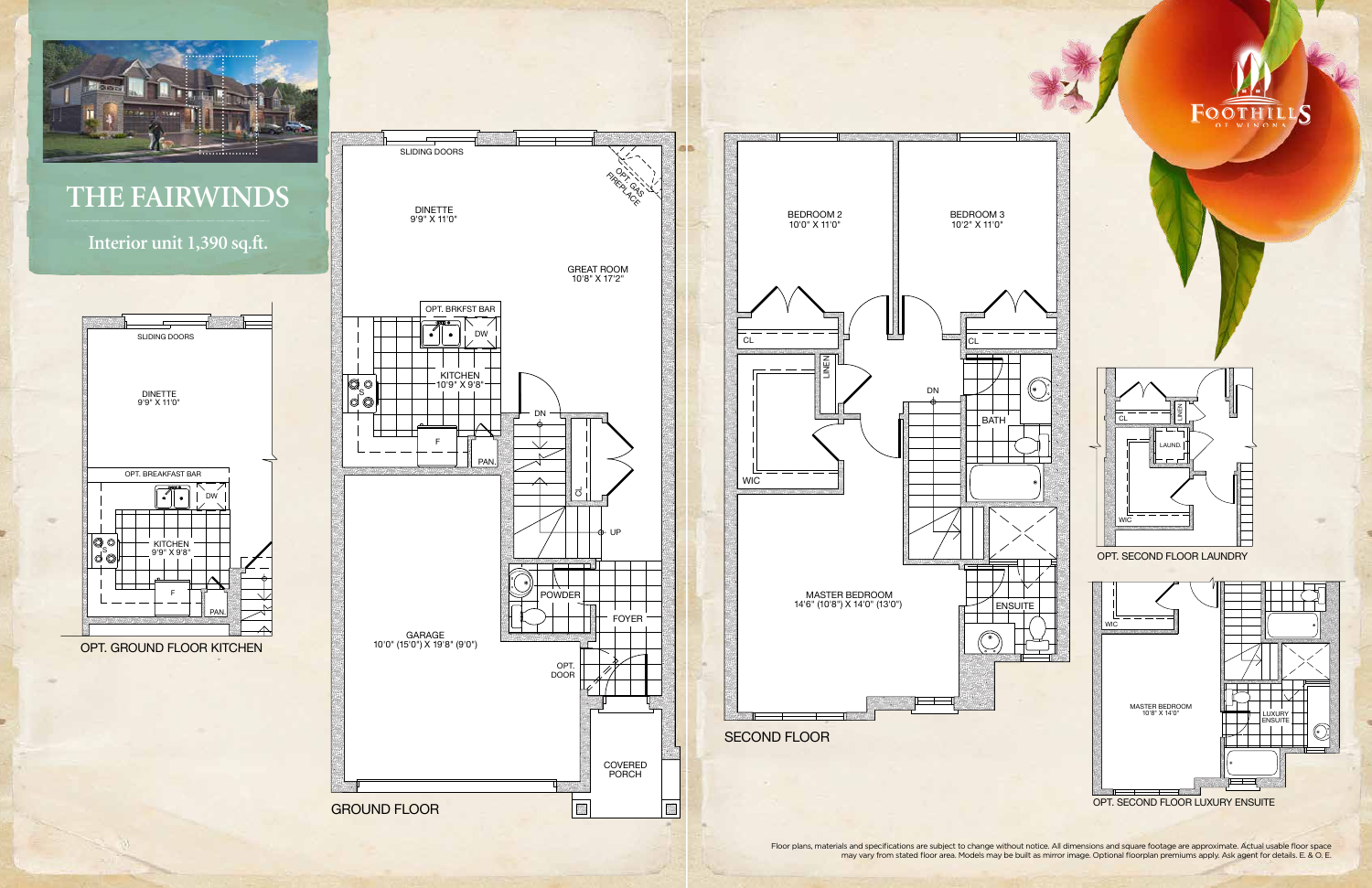# THE FAIRWINDS

## Interior unit 1,390 sq.ft.

### OPT. GROUND FLOOR KITCHEN

SLIDING DOORS

DINETTE
9'9" X 11'0"

OPT. BREAKFAST BAR

DW

KITCHEN
9'9" X 9'8"

S

F

PAN.

### GROUND FLOOR

SLIDING DOORS

DINETTE
9'9" X 11'0"

OPT. GAS FIREPLACE

GREAT ROOM
10'8" X 17'2"

OPT. BRKFST BAR

DW

KITCHEN
10'9" X 9'8"

S

F

PAN.

DN

CL

UP

POWDER

FOYER

OPT. DOOR

GARAGE
10'0" (15'0") X 19'8" (9'0")

COVERED PORCH

### SECOND FLOOR

BEDROOM 2
10'0" X 11'0"

BEDROOM 3
10'2" X 11'0"

CL

CL

LINEN

DN

BATH

WIC

MASTER BEDROOM
14'6" (10'8") X 14'0" (13'0")

ENSUITE

### OPT. SECOND FLOOR LAUNDRY

CL

LINEN

LAUND.

WIC

### OPT. SECOND FLOOR LUXURY ENSUITE

WIC

MASTER BEDROOM
10'8" X 14'0"

LUXURY ENSUITE

FOOTHILLS OF WINONA

Floor plans, materials and specifications are subject to change without notice. All dimensions and square footage are approximate. Actual usable floor space may vary from stated floor area. Models may be built as mirror image. Optional floorplan premiums apply. Ask agent for details. E. & O. E.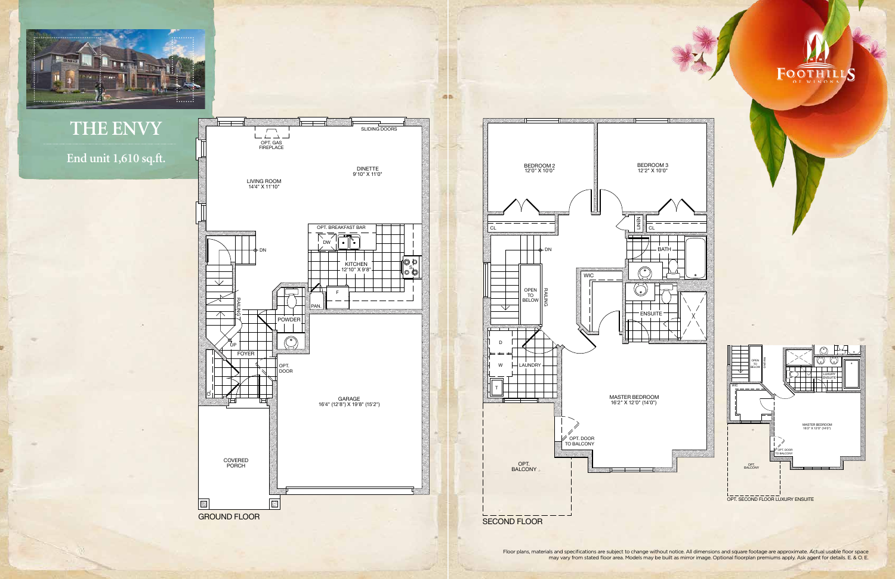# THE ENVY

## End unit 1,610 sq.ft.

FOOTHILLS OF WINONA

OPT. GAS FIREPLACE

SLIDING DOORS

LIVING ROOM
14'4" X 11'10"

DINETTE
9'10" X 11'0"

OPT. BREAKFAST BAR

DW

KITCHEN
12'10" X 9'8"

F

PAN.

DN

RAILING

POWDER

UP

FOYER

OPT. DOOR

GARAGE
16'4" (12'8") X 19'8" (15'2")

COVERED PORCH

GROUND FLOOR

BEDROOM 2
12'0" X 10'0"

BEDROOM 3
12'2" X 10'0"

CL

LINEN

CL

DN

BATH

WIC

OPEN TO BELOW

RAILING

ENSUITE

D

W

LAUNDRY

T

MASTER BEDROOM
16'2" X 12'0" (14'0")

OPT. DOOR TO BALCONY

OPT. BALCONY

SECOND FLOOR

OPEN TO BELOW

RAILING

LUXURY ENSUITE

WIC

MASTER BEDROOM
16'2" X 12'0" (14'0")

OPT. DOOR TO BALCONY

OPT. BALCONY

OPT. SECOND FLOOR LUXURY ENSUITE

Floor plans, materials and specifications are subject to change without notice. All dimensions and square footage are approximate. Actual usable floor space may vary from stated floor area. Models may be built as mirror image. Optional floorplan premiums apply. Ask agent for details. E. & O. E.